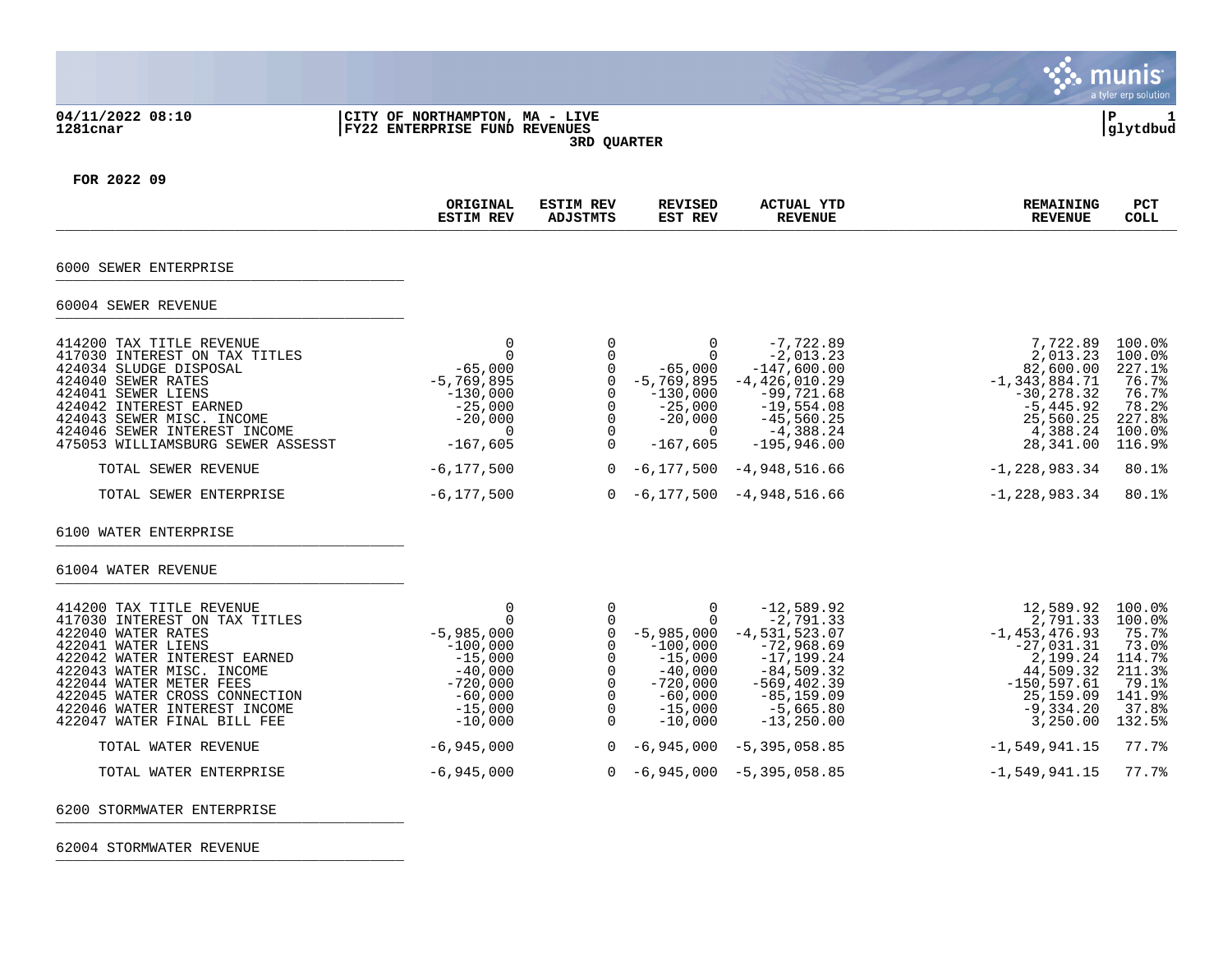04/11/2022 08:10
1281cnar

CITY OF NORTHAMPTON, MA - LIVE
FY22 ENTERPRISE FUND REVENUES
3RD QUARTER

P 1
glytdbud

FOR 2022 09

| | ORIGINAL ESTIM REV | ESTIM REV ADJSTMTS | REVISED EST REV | ACTUAL YTD REVENUE | REMAINING REVENUE | PCT COLL |
|---|---|---|---|---|---|---|
| **6000 SEWER ENTERPRISE** | | | | | | |
| **60004 SEWER REVENUE** | | | | | | |
| 414200 TAX TITLE REVENUE | 0 | 0 | 0 | -7,722.89 | 7,722.89 | 100.0% |
| 417030 INTEREST ON TAX TITLES | 0 | 0 | 0 | -2,013.23 | 2,013.23 | 100.0% |
| 424034 SLUDGE DISPOSAL | -65,000 | 0 | -65,000 | -147,600.00 | 82,600.00 | 227.1% |
| 424040 SEWER RATES | -5,769,895 | 0 | -5,769,895 | -4,426,010.29 | -1,343,884.71 | 76.7% |
| 424041 SEWER LIENS | -130,000 | 0 | -130,000 | -99,721.68 | -30,278.32 | 76.7% |
| 424042 INTEREST EARNED | -25,000 | 0 | -25,000 | -19,554.08 | -5,445.92 | 78.2% |
| 424043 SEWER MISC. INCOME | -20,000 | 0 | -20,000 | -45,560.25 | 25,560.25 | 227.8% |
| 424046 SEWER INTEREST INCOME | 0 | 0 | 0 | -4,388.24 | 4,388.24 | 100.0% |
| 475053 WILLIAMSBURG SEWER ASSESST | -167,605 | 0 | -167,605 | -195,946.00 | 28,341.00 | 116.9% |
| TOTAL SEWER REVENUE | -6,177,500 | 0 | -6,177,500 | -4,948,516.66 | -1,228,983.34 | 80.1% |
| TOTAL SEWER ENTERPRISE | -6,177,500 | 0 | -6,177,500 | -4,948,516.66 | -1,228,983.34 | 80.1% |
| **6100 WATER ENTERPRISE** | | | | | | |
| **61004 WATER REVENUE** | | | | | | |
| 414200 TAX TITLE REVENUE | 0 | 0 | 0 | -12,589.92 | 12,589.92 | 100.0% |
| 417030 INTEREST ON TAX TITLES | 0 | 0 | 0 | -2,791.33 | 2,791.33 | 100.0% |
| 422040 WATER RATES | -5,985,000 | 0 | -5,985,000 | -4,531,523.07 | -1,453,476.93 | 75.7% |
| 422041 WATER LIENS | -100,000 | 0 | -100,000 | -72,968.69 | -27,031.31 | 73.0% |
| 422042 WATER INTEREST EARNED | -15,000 | 0 | -15,000 | -17,199.24 | 2,199.24 | 114.7% |
| 422043 WATER MISC. INCOME | -40,000 | 0 | -40,000 | -84,509.32 | 44,509.32 | 211.3% |
| 422044 WATER METER FEES | -720,000 | 0 | -720,000 | -569,402.39 | -150,597.61 | 79.1% |
| 422045 WATER CROSS CONNECTION | -60,000 | 0 | -60,000 | -85,159.09 | 25,159.09 | 141.9% |
| 422046 WATER INTEREST INCOME | -15,000 | 0 | -15,000 | -5,665.80 | -9,334.20 | 37.8% |
| 422047 WATER FINAL BILL FEE | -10,000 | 0 | -10,000 | -13,250.00 | 3,250.00 | 132.5% |
| TOTAL WATER REVENUE | -6,945,000 | 0 | -6,945,000 | -5,395,058.85 | -1,549,941.15 | 77.7% |
| TOTAL WATER ENTERPRISE | -6,945,000 | 0 | -6,945,000 | -5,395,058.85 | -1,549,941.15 | 77.7% |
| **6200 STORMWATER ENTERPRISE** | | | | | | |
| **62004 STORMWATER REVENUE** | | | | | | |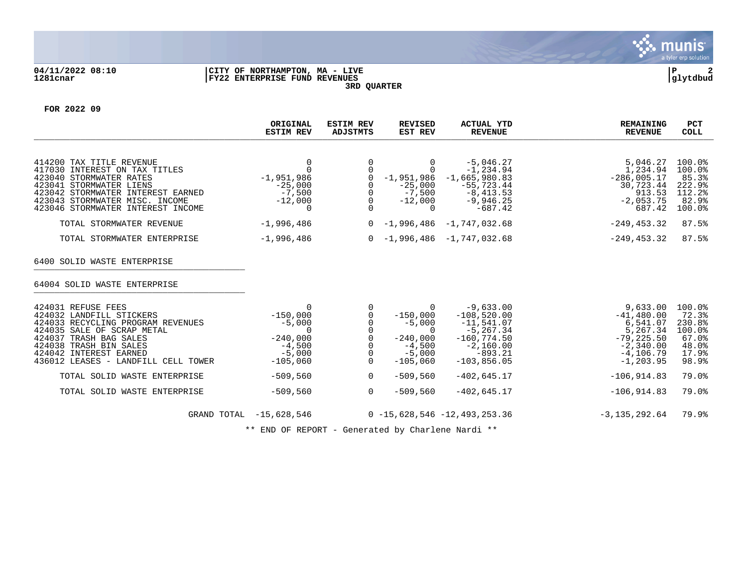04/11/2022 08:10
1281cnar

CITY OF NORTHAMPTON, MA - LIVE
FY22 ENTERPRISE FUND REVENUES
3RD QUARTER

glytdbud

FOR 2022 09

| | ORIGINAL ESTIM REV | ESTIM REV ADJSTMTS | REVISED EST REV | ACTUAL YTD REVENUE | REMAINING REVENUE | PCT COLL |
|---|---|---|---|---|---|---|
| 414200 TAX TITLE REVENUE | 0 | 0 | 0 | -5,046.27 | 5,046.27 | 100.0% |
| 417030 INTEREST ON TAX TITLES | 0 | 0 | 0 | -1,234.94 | 1,234.94 | 100.0% |
| 423040 STORMWATER RATES | -1,951,986 | 0 | -1,951,986 | -1,665,980.83 | -286,005.17 | 85.3% |
| 423041 STORMWATER LIENS | -25,000 | 0 | -25,000 | -55,723.44 | 30,723.44 | 222.9% |
| 423042 STORMWATER INTEREST EARNED | -7,500 | 0 | -7,500 | -8,413.53 | 913.53 | 112.2% |
| 423043 STORMWATER MISC. INCOME | -12,000 | 0 | -12,000 | -9,946.25 | -2,053.75 | 82.9% |
| 423046 STORMWATER INTEREST INCOME | 0 | 0 | 0 | -687.42 | 687.42 | 100.0% |
| TOTAL STORMWATER REVENUE | -1,996,486 | 0 | -1,996,486 | -1,747,032.68 | -249,453.32 | 87.5% |
| TOTAL STORMWATER ENTERPRISE | -1,996,486 | 0 | -1,996,486 | -1,747,032.68 | -249,453.32 | 87.5% |
| **6400 SOLID WASTE ENTERPRISE** | | | | | | |
| **64004 SOLID WASTE ENTERPRISE** | | | | | | |
| 424031 REFUSE FEES | 0 | 0 | 0 | -9,633.00 | 9,633.00 | 100.0% |
| 424032 LANDFILL STICKERS | -150,000 | 0 | -150,000 | -108,520.00 | -41,480.00 | 72.3% |
| 424033 RECYCLING PROGRAM REVENUES | -5,000 | 0 | -5,000 | -11,541.07 | 6,541.07 | 230.8% |
| 424035 SALE OF SCRAP METAL | 0 | 0 | 0 | -5,267.34 | 5,267.34 | 100.0% |
| 424037 TRASH BAG SALES | -240,000 | 0 | -240,000 | -160,774.50 | -79,225.50 | 67.0% |
| 424038 TRASH BIN SALES | -4,500 | 0 | -4,500 | -2,160.00 | -2,340.00 | 48.0% |
| 424042 INTEREST EARNED | -5,000 | 0 | -5,000 | -893.21 | -4,106.79 | 17.9% |
| 436012 LEASES - LANDFILL CELL TOWER | -105,060 | 0 | -105,060 | -103,856.05 | -1,203.95 | 98.9% |
| TOTAL SOLID WASTE ENTERPRISE | -509,560 | 0 | -509,560 | -402,645.17 | -106,914.83 | 79.0% |
| TOTAL SOLID WASTE ENTERPRISE | -509,560 | 0 | -509,560 | -402,645.17 | -106,914.83 | 79.0% |
| GRAND TOTAL | -15,628,546 | 0 | -15,628,546 | -12,493,253.36 | -3,135,292.64 | 79.9% |

** END OF REPORT - Generated by Charlene Nardi **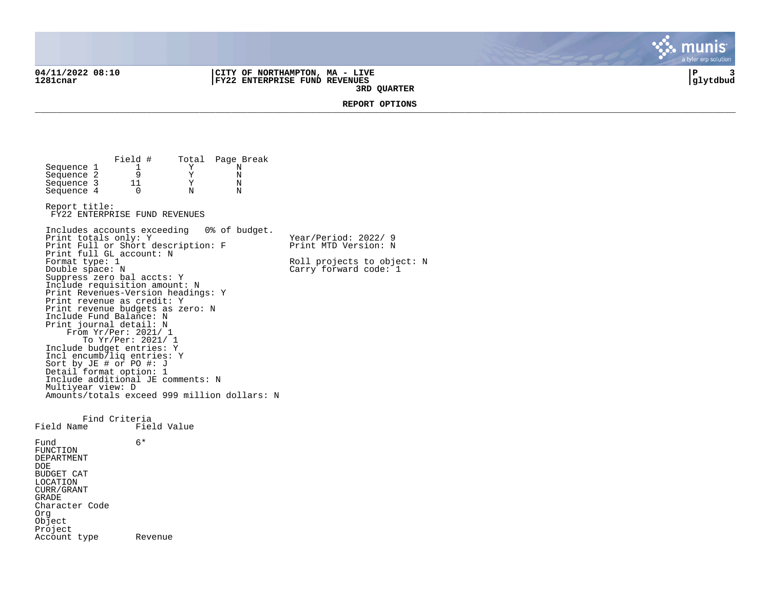04/11/2022 08:10
1281cnar

CITY OF NORTHAMPTON, MA - LIVE
FY22 ENTERPRISE FUND REVENUES

**3RD QUARTER**

P 3
glytdbud

**REPORT OPTIONS**

| | Field # | Total | Page Break |
|---|---|---|---|
| Sequence 1 | 1 | Y | N |
| Sequence 2 | 9 | Y | N |
| Sequence 3 | 11 | Y | N |
| Sequence 4 | 0 | N | N |

Report title:
FY22 ENTERPRISE FUND REVENUES

Includes accounts exceeding 0% of budget.
Print totals only: Y
Print Full or Short description: F
Print full GL account: N
Format type: 1
Double space: N
Suppress zero bal accts: Y
Include requisition amount: N
Print Revenues-Version headings: Y
Print revenue as credit: Y
Print revenue budgets as zero: N
Include Fund Balance: N
Print journal detail: N
From Yr/Per: 2021/ 1
To Yr/Per: 2021/ 1
Include budget entries: Y
Incl encumb/liq entries: Y
Sort by JE # or PO #: J
Detail format option: 1
Include additional JE comments: N
Multiyear view: D
Amounts/totals exceed 999 million dollars: N

Year/Period: 2022/ 9
Print MTD Version: N

Roll projects to object: N
Carry forward code: 1

Find Criteria

| Field Name | Field Value |
|---|---|
| Fund | 6* |
| FUNCTION | |
| DEPARTMENT | |
| DOE | |
| BUDGET CAT | |
| LOCATION | |
| CURR/GRANT | |
| GRADE | |
| Character Code | |
| Org | |
| Object | |
| Project | |
| Account type | Revenue |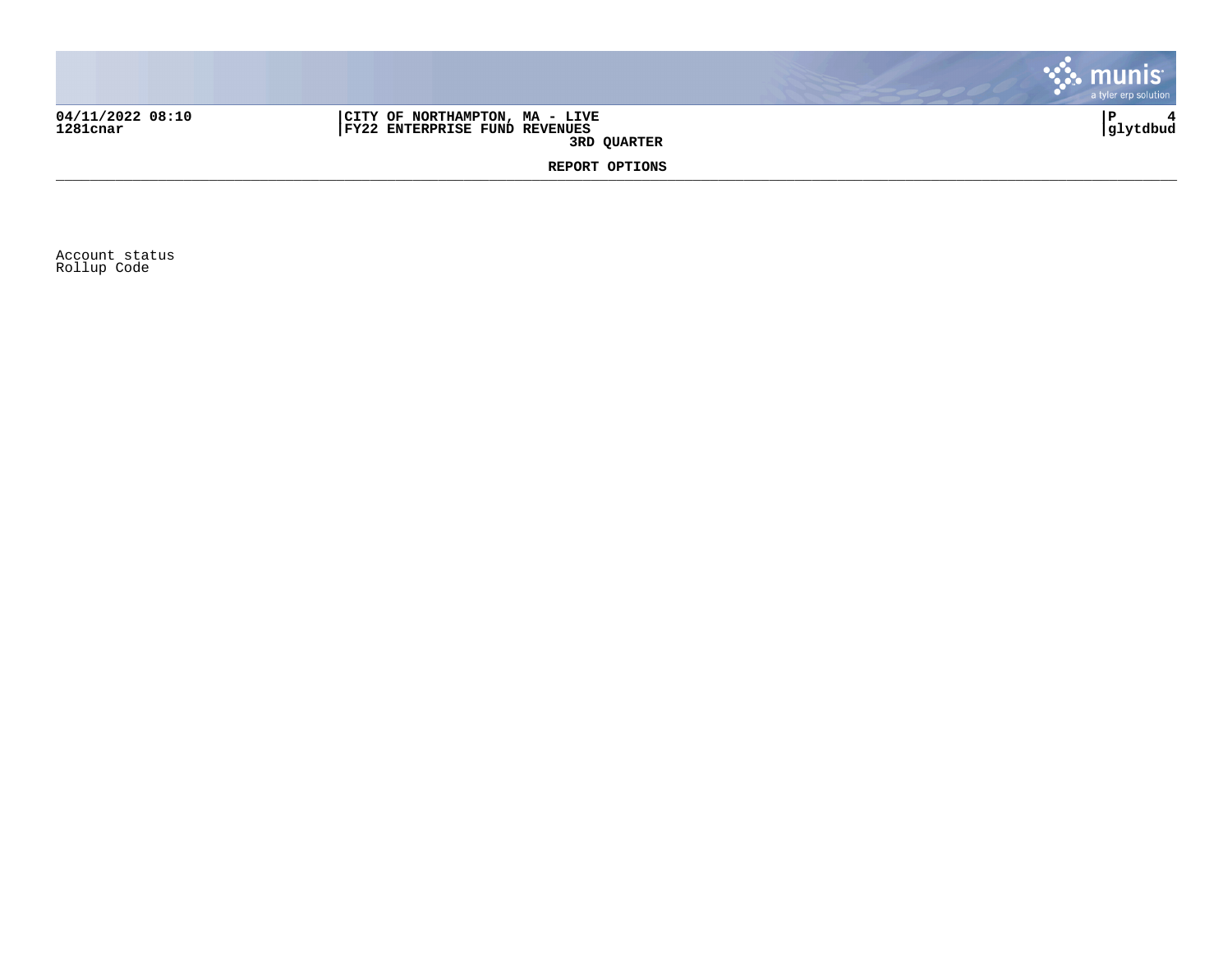## REPORT OPTIONS

Account status
Rollup Code